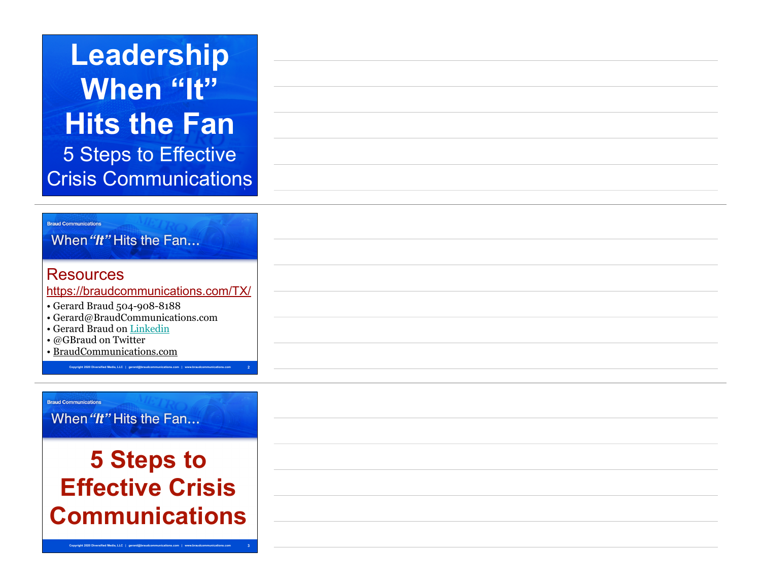# Leadership When "It" Hits the Fan

## 5 Steps to Effective Crisis Communications

---

Braud Communications

When *"It"* Hits the Fan...

## Resources

https://braudcommunications.com/TX/

- Gerard Braud 504-908-8188
- Gerard@BraudCommunications.com
- Gerard Braud on Linkedin
- @GBraud on Twitter
- BraudCommunications.com

---

Braud Communications

When *"It"* Hits the Fan...

## 5 Steps to Effective Crisis Communications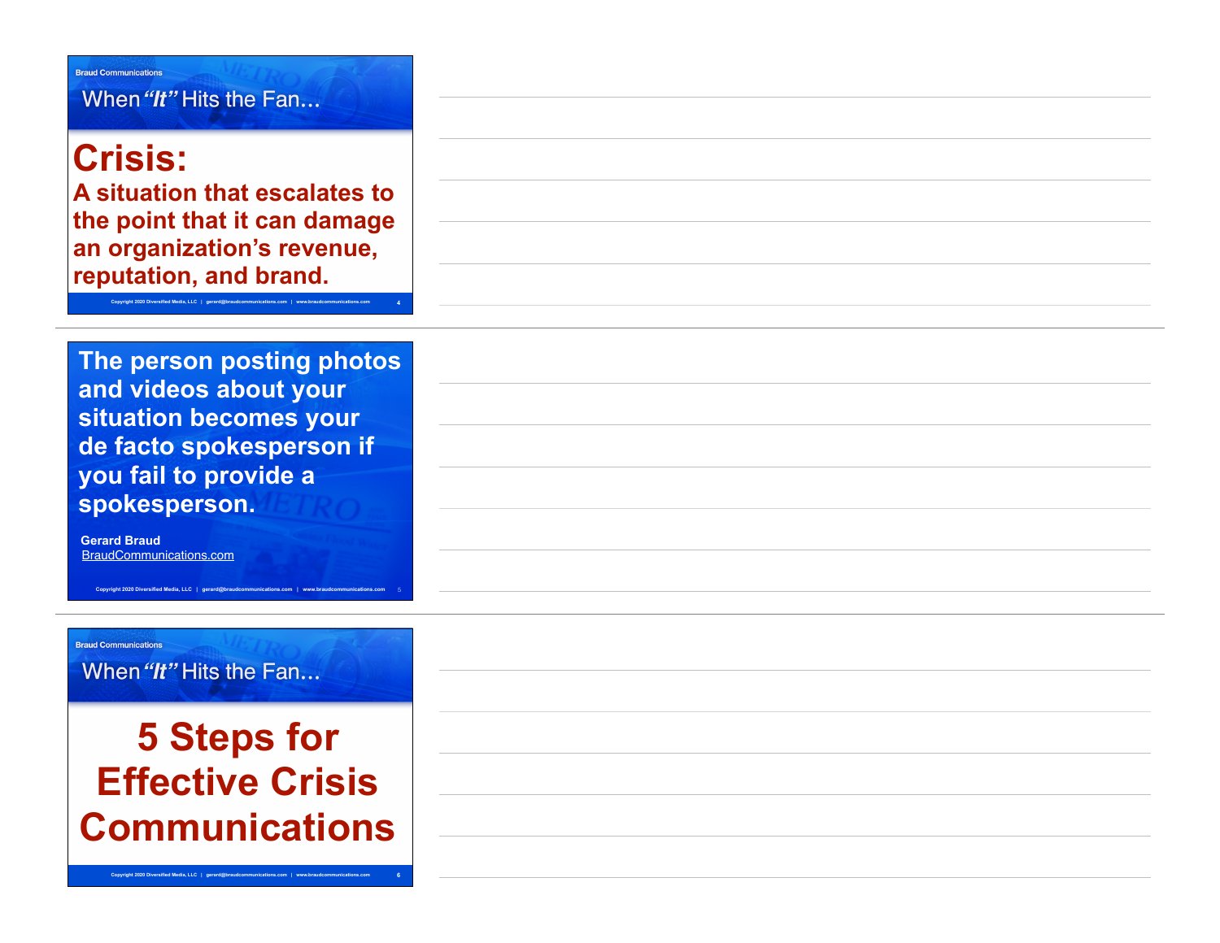Braud Communications

When *"It"* Hits the Fan...

# Crisis:

**A situation that escalates to the point that it can damage an organization's revenue, reputation, and brand.**

Copyright 2020 Diversified Media, LLC | gerard@braudcommunications.com | www.braudcommunications.com

---

**The person posting photos and videos about your situation becomes your de facto spokesperson if you fail to provide a spokesperson.**

**Gerard Braud**
BraudCommunications.com

Copyright 2020 Diversified Media, LLC | gerard@braudcommunications.com | www.braudcommunications.com

---

Braud Communications

When *"It"* Hits the Fan...

# 5 Steps for Effective Crisis Communications

Copyright 2020 Diversified Media, LLC | gerard@braudcommunications.com | www.braudcommunications.com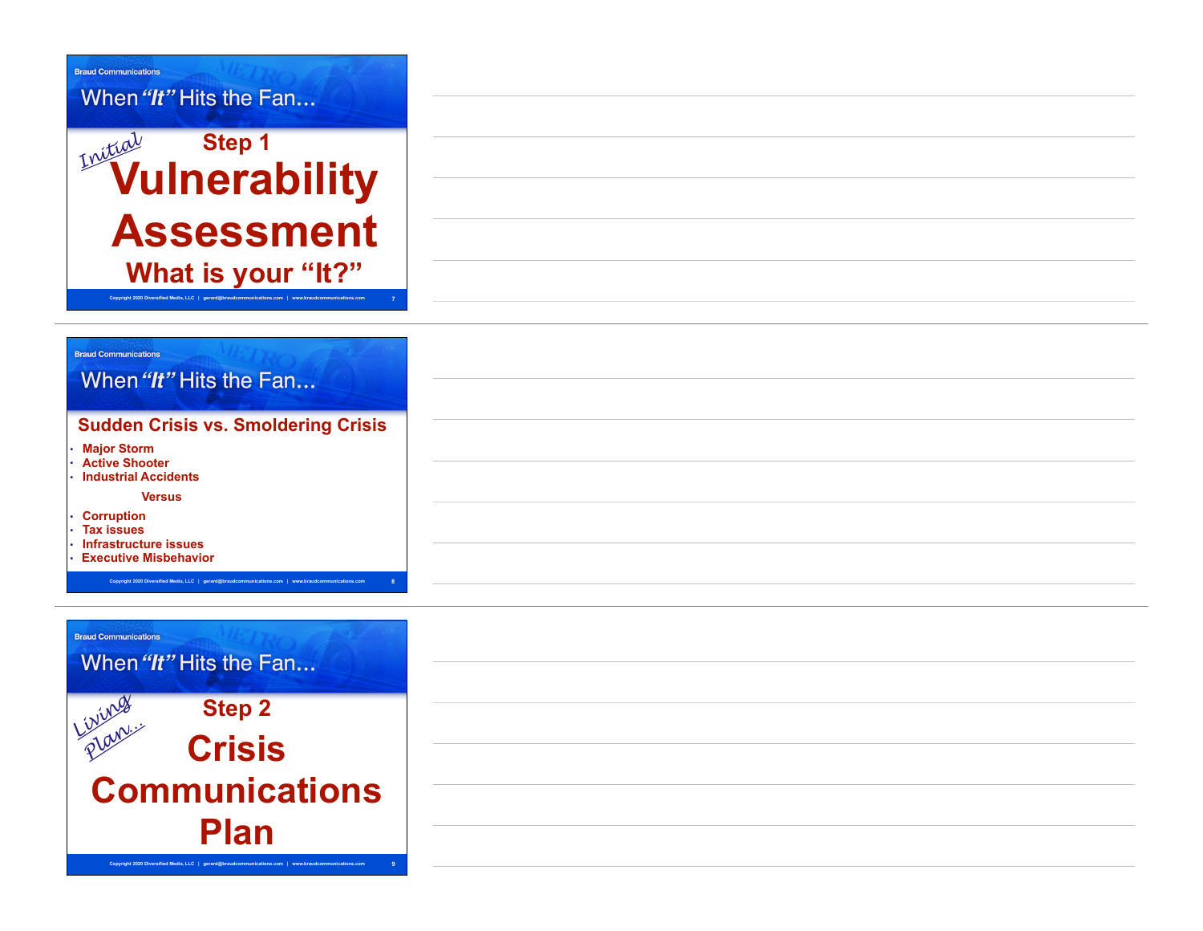## When "It" Hits the Fan...

*Initial*

### Step 1

# Vulnerability Assessment

### What is your "It?"

---

## When "It" Hits the Fan...

### Sudden Crisis vs. Smoldering Crisis

- Major Storm
- Active Shooter
- Industrial Accidents

Versus

- Corruption
- Tax issues
- Infrastructure issues
- Executive Misbehavior

---

## When "It" Hits the Fan...

*Living Plan...*

### Step 2

# Crisis Communications Plan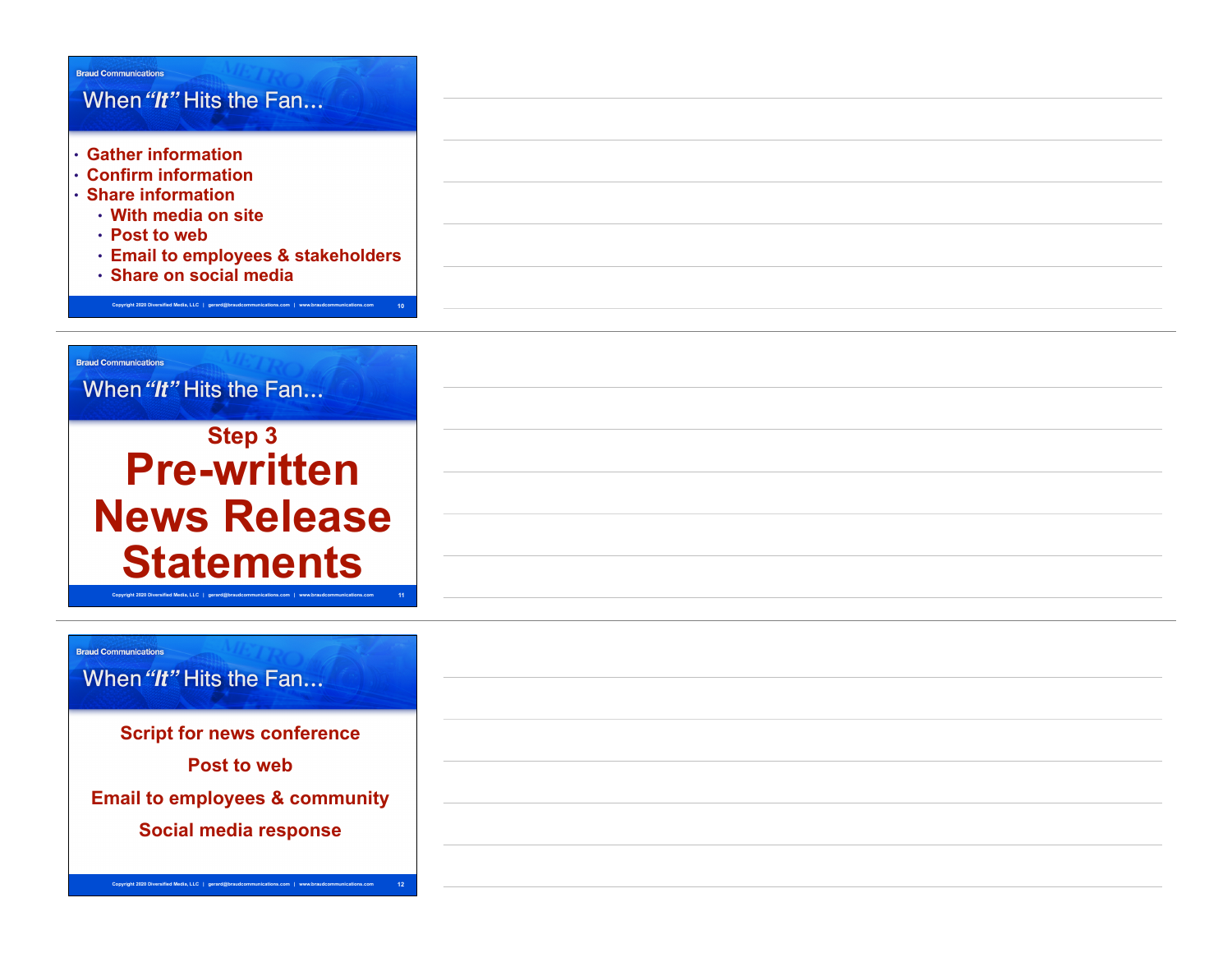## When "It" Hits the Fan…

- Gather information
- Confirm information
- Share information
  - With media on site
  - Post to web
  - Email to employees & stakeholders
  - Share on social media

## When "It" Hits the Fan…

### Step 3

# Pre-written News Release Statements

## When "It" Hits the Fan…

Script for news conference

Post to web

Email to employees & community

Social media response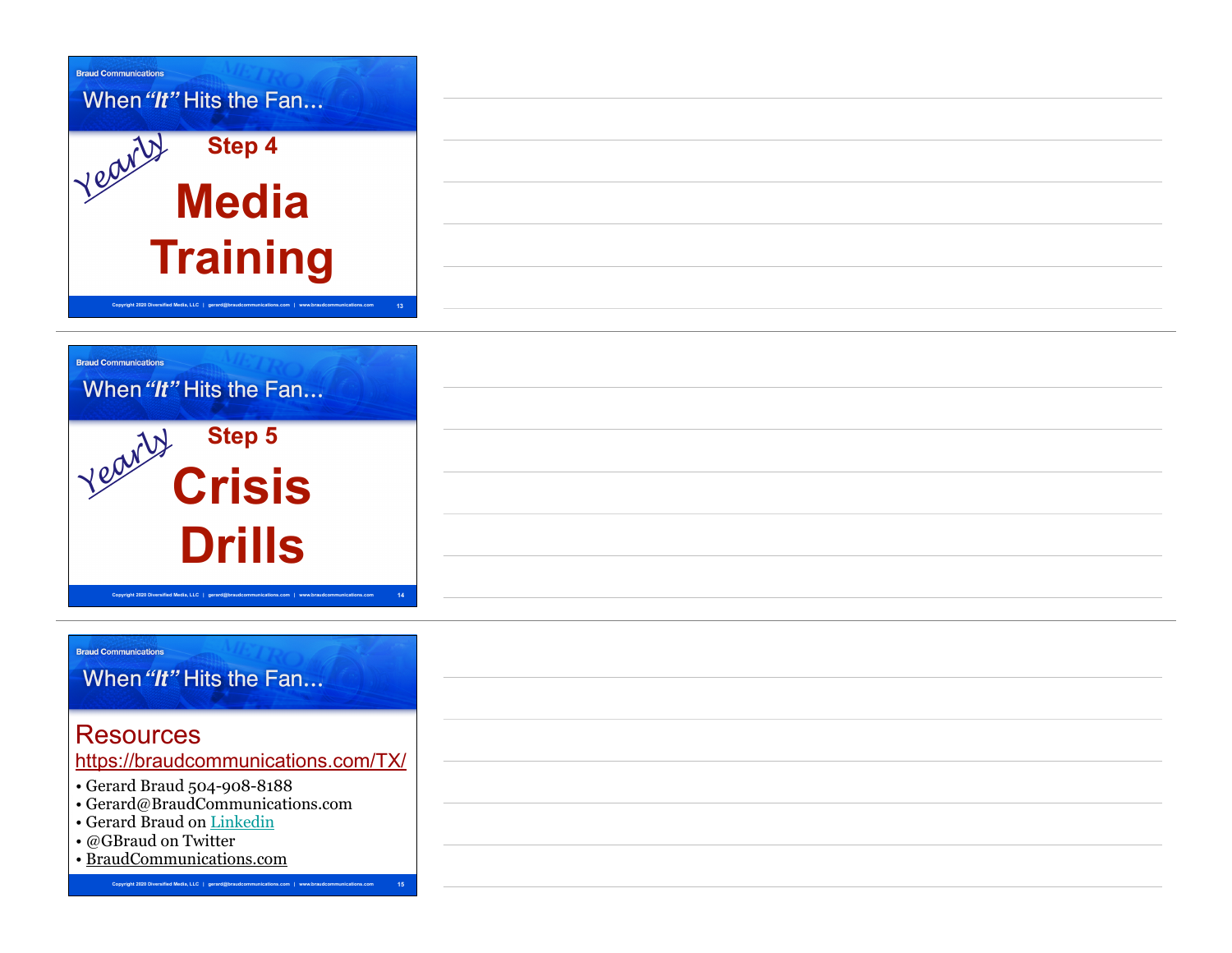Braud Communications

## When *"It"* Hits the Fan...

*Yearly*

**Step 4**

# Media Training

---

Braud Communications

## When *"It"* Hits the Fan...

*Yearly*

**Step 5**

# Crisis Drills

---

Braud Communications

## When *"It"* Hits the Fan...

### Resources

https://braudcommunications.com/TX/

- Gerard Braud 504-908-8188
- Gerard@BraudCommunications.com
- Gerard Braud on Linkedin
- @GBraud on Twitter
- BraudCommunications.com